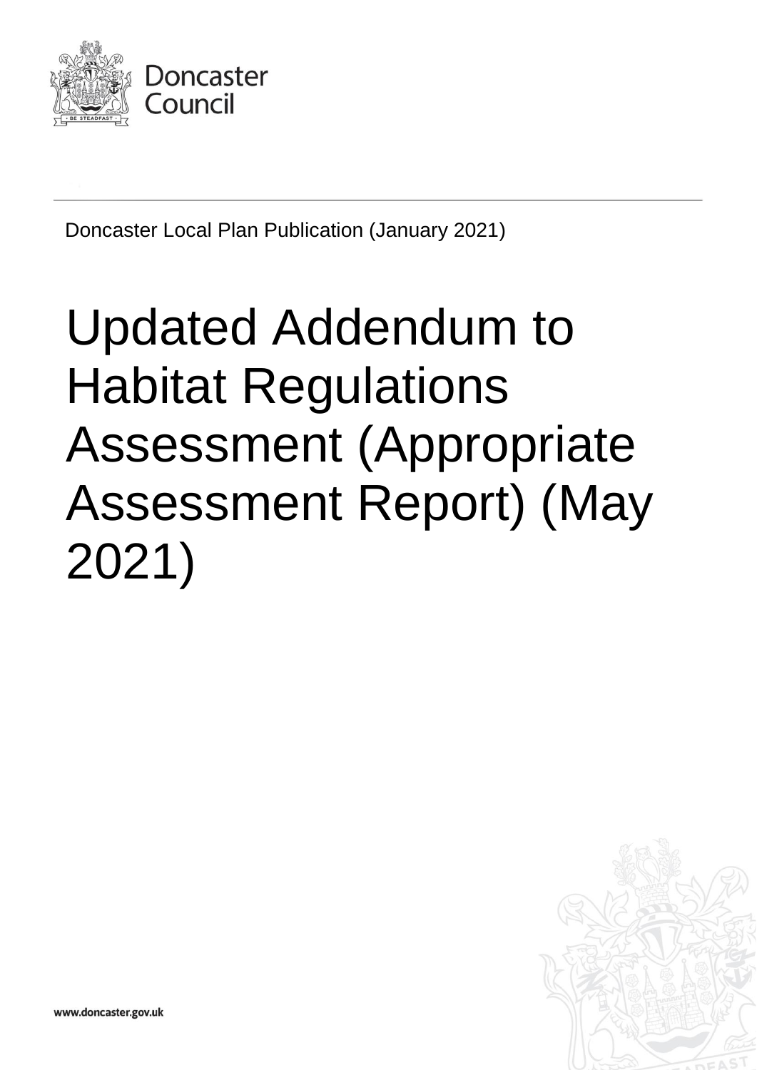Doncaster Council

Doncaster Local Plan Publication (January 2021)

# Updated Addendum to Habitat Regulations Assessment (Appropriate Assessment Report) (May 2021)

www.doncaster.gov.uk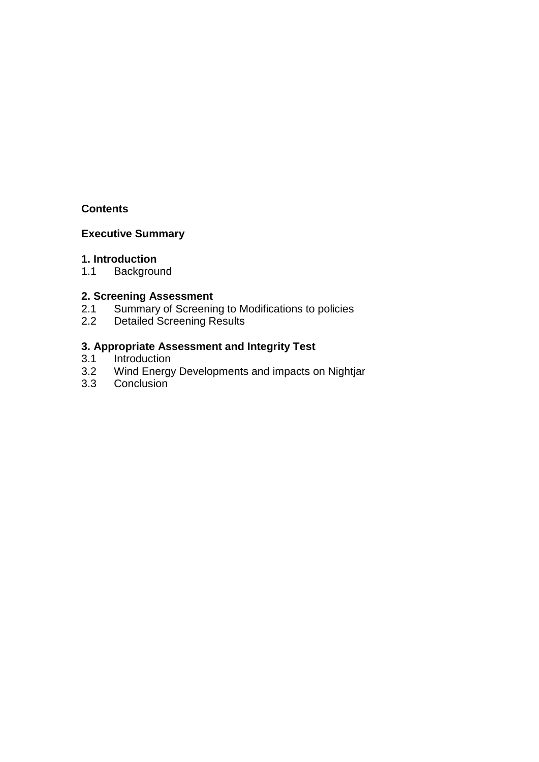**Contents**

**Executive Summary**

**1. Introduction**
1.1 Background

**2. Screening Assessment**
2.1 Summary of Screening to Modifications to policies
2.2 Detailed Screening Results

**3. Appropriate Assessment and Integrity Test**
3.1 Introduction
3.2 Wind Energy Developments and impacts on Nightjar
3.3 Conclusion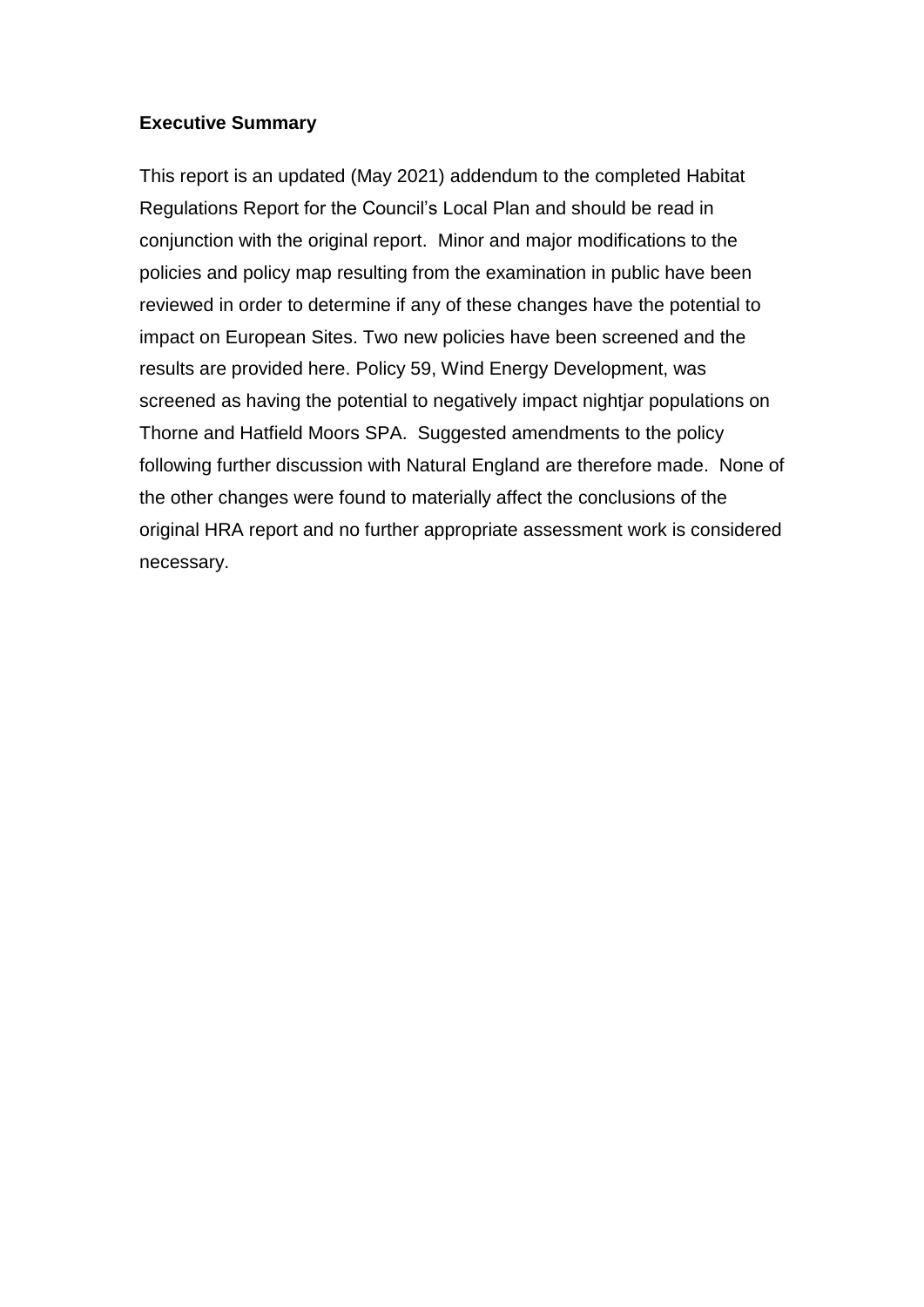**Executive Summary**

This report is an updated (May 2021) addendum to the completed Habitat Regulations Report for the Council's Local Plan and should be read in conjunction with the original report. Minor and major modifications to the policies and policy map resulting from the examination in public have been reviewed in order to determine if any of these changes have the potential to impact on European Sites. Two new policies have been screened and the results are provided here. Policy 59, Wind Energy Development, was screened as having the potential to negatively impact nightjar populations on Thorne and Hatfield Moors SPA. Suggested amendments to the policy following further discussion with Natural England are therefore made. None of the other changes were found to materially affect the conclusions of the original HRA report and no further appropriate assessment work is considered necessary.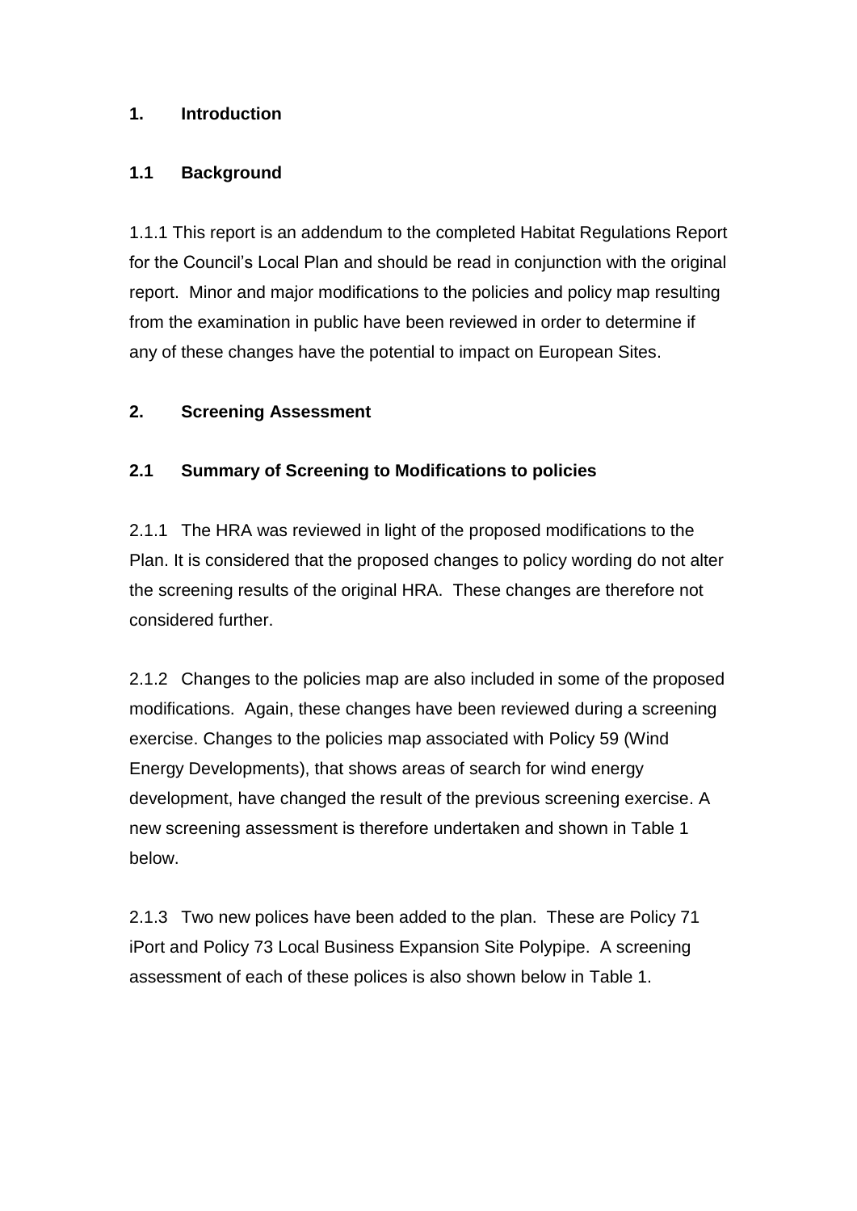# 1. Introduction

## 1.1 Background

1.1.1 This report is an addendum to the completed Habitat Regulations Report for the Council's Local Plan and should be read in conjunction with the original report. Minor and major modifications to the policies and policy map resulting from the examination in public have been reviewed in order to determine if any of these changes have the potential to impact on European Sites.

# 2. Screening Assessment

## 2.1 Summary of Screening to Modifications to policies

2.1.1 The HRA was reviewed in light of the proposed modifications to the Plan. It is considered that the proposed changes to policy wording do not alter the screening results of the original HRA. These changes are therefore not considered further.

2.1.2 Changes to the policies map are also included in some of the proposed modifications. Again, these changes have been reviewed during a screening exercise. Changes to the policies map associated with Policy 59 (Wind Energy Developments), that shows areas of search for wind energy development, have changed the result of the previous screening exercise. A new screening assessment is therefore undertaken and shown in Table 1 below.

2.1.3 Two new polices have been added to the plan. These are Policy 71 iPort and Policy 73 Local Business Expansion Site Polypipe. A screening assessment of each of these polices is also shown below in Table 1.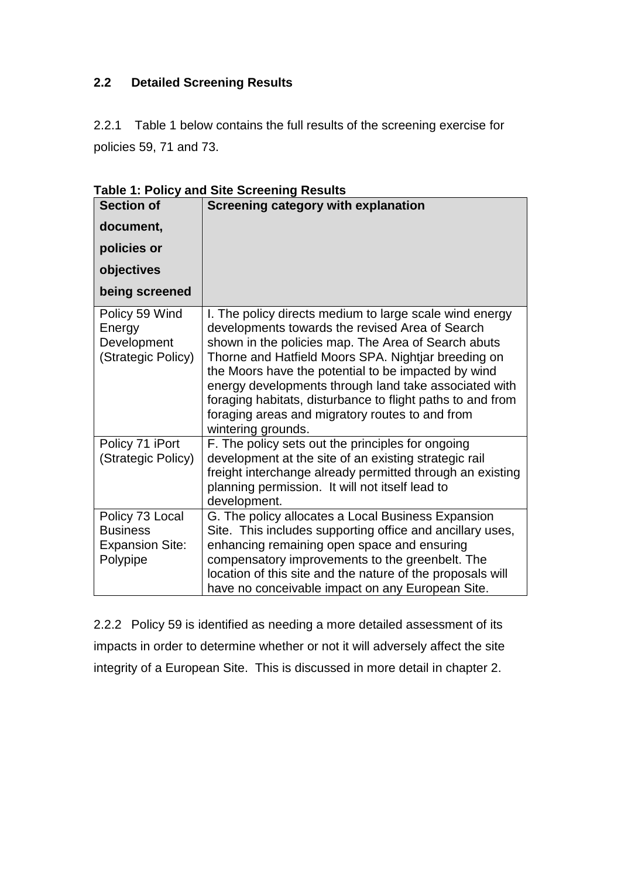## 2.2 Detailed Screening Results

2.2.1 Table 1 below contains the full results of the screening exercise for policies 59, 71 and 73.

**Table 1: Policy and Site Screening Results**

| Section of document, policies or objectives being screened | Screening category with explanation |
|---|---|
| Policy 59 Wind Energy Development (Strategic Policy) | I. The policy directs medium to large scale wind energy developments towards the revised Area of Search shown in the policies map. The Area of Search abuts Thorne and Hatfield Moors SPA. Nightjar breeding on the Moors have the potential to be impacted by wind energy developments through land take associated with foraging habitats, disturbance to flight paths to and from foraging areas and migratory routes to and from wintering grounds. |
| Policy 71 iPort (Strategic Policy) | F. The policy sets out the principles for ongoing development at the site of an existing strategic rail freight interchange already permitted through an existing planning permission. It will not itself lead to development. |
| Policy 73 Local Business Expansion Site: Polypipe | G. The policy allocates a Local Business Expansion Site. This includes supporting office and ancillary uses, enhancing remaining open space and ensuring compensatory improvements to the greenbelt. The location of this site and the nature of the proposals will have no conceivable impact on any European Site. |

2.2.2 Policy 59 is identified as needing a more detailed assessment of its impacts in order to determine whether or not it will adversely affect the site integrity of a European Site. This is discussed in more detail in chapter 2.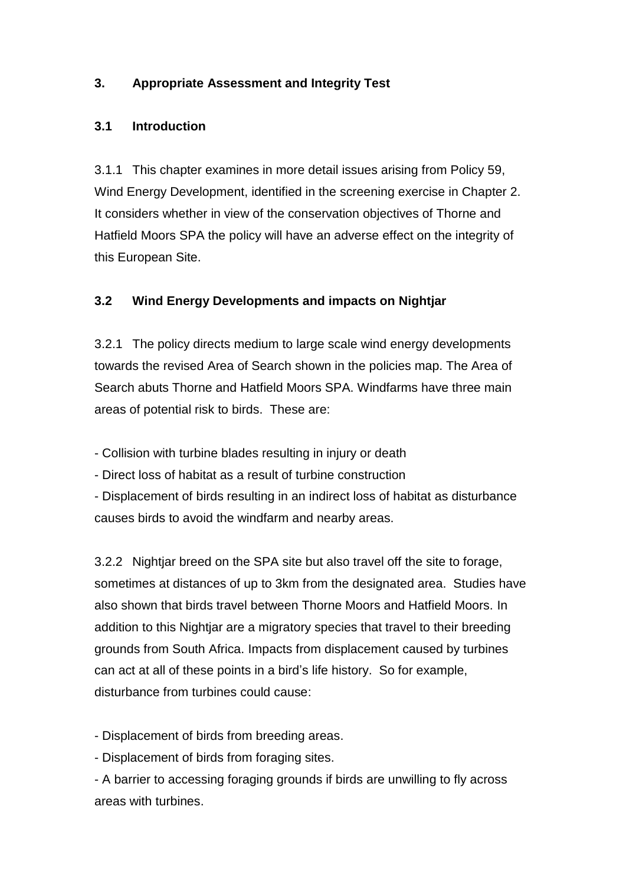## 3. Appropriate Assessment and Integrity Test

### 3.1 Introduction

3.1.1 This chapter examines in more detail issues arising from Policy 59, Wind Energy Development, identified in the screening exercise in Chapter 2. It considers whether in view of the conservation objectives of Thorne and Hatfield Moors SPA the policy will have an adverse effect on the integrity of this European Site.

### 3.2 Wind Energy Developments and impacts on Nightjar

3.2.1 The policy directs medium to large scale wind energy developments towards the revised Area of Search shown in the policies map. The Area of Search abuts Thorne and Hatfield Moors SPA. Windfarms have three main areas of potential risk to birds. These are:

- Collision with turbine blades resulting in injury or death
- Direct loss of habitat as a result of turbine construction
- Displacement of birds resulting in an indirect loss of habitat as disturbance causes birds to avoid the windfarm and nearby areas.

3.2.2 Nightjar breed on the SPA site but also travel off the site to forage, sometimes at distances of up to 3km from the designated area. Studies have also shown that birds travel between Thorne Moors and Hatfield Moors. In addition to this Nightjar are a migratory species that travel to their breeding grounds from South Africa. Impacts from displacement caused by turbines can act at all of these points in a bird's life history. So for example, disturbance from turbines could cause:

- Displacement of birds from breeding areas.
- Displacement of birds from foraging sites.
- A barrier to accessing foraging grounds if birds are unwilling to fly across areas with turbines.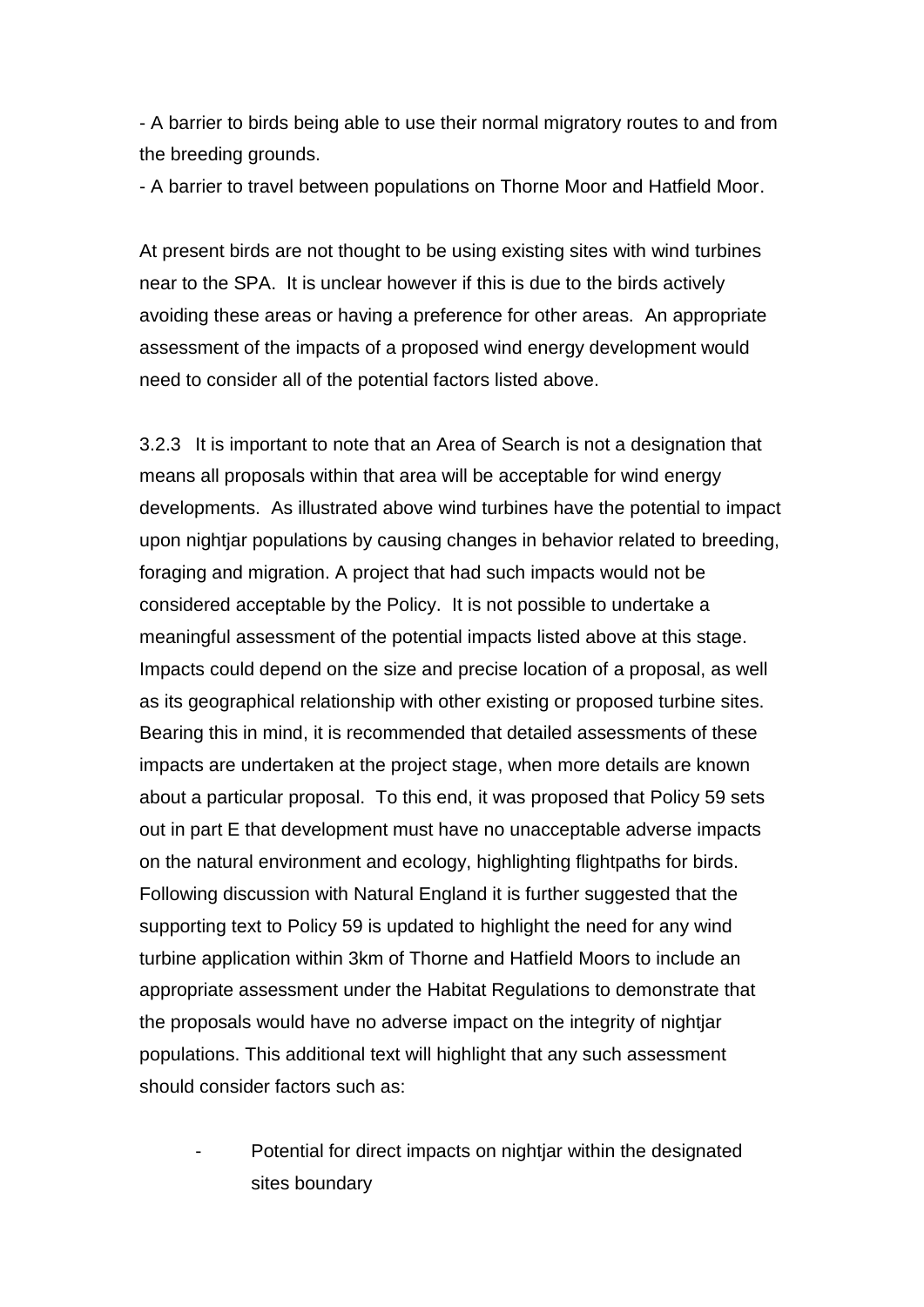- A barrier to birds being able to use their normal migratory routes to and from the breeding grounds.
- A barrier to travel between populations on Thorne Moor and Hatfield Moor.

At present birds are not thought to be using existing sites with wind turbines near to the SPA. It is unclear however if this is due to the birds actively avoiding these areas or having a preference for other areas. An appropriate assessment of the impacts of a proposed wind energy development would need to consider all of the potential factors listed above.

3.2.3 It is important to note that an Area of Search is not a designation that means all proposals within that area will be acceptable for wind energy developments. As illustrated above wind turbines have the potential to impact upon nightjar populations by causing changes in behavior related to breeding, foraging and migration. A project that had such impacts would not be considered acceptable by the Policy. It is not possible to undertake a meaningful assessment of the potential impacts listed above at this stage. Impacts could depend on the size and precise location of a proposal, as well as its geographical relationship with other existing or proposed turbine sites. Bearing this in mind, it is recommended that detailed assessments of these impacts are undertaken at the project stage, when more details are known about a particular proposal. To this end, it was proposed that Policy 59 sets out in part E that development must have no unacceptable adverse impacts on the natural environment and ecology, highlighting flightpaths for birds. Following discussion with Natural England it is further suggested that the supporting text to Policy 59 is updated to highlight the need for any wind turbine application within 3km of Thorne and Hatfield Moors to include an appropriate assessment under the Habitat Regulations to demonstrate that the proposals would have no adverse impact on the integrity of nightjar populations. This additional text will highlight that any such assessment should consider factors such as:

- Potential for direct impacts on nightjar within the designated sites boundary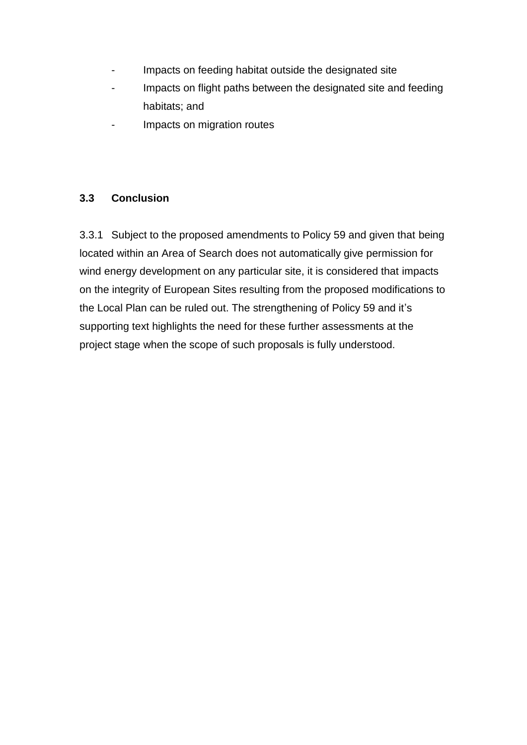- Impacts on feeding habitat outside the designated site
- Impacts on flight paths between the designated site and feeding habitats; and
- Impacts on migration routes

### 3.3 Conclusion

3.3.1 Subject to the proposed amendments to Policy 59 and given that being located within an Area of Search does not automatically give permission for wind energy development on any particular site, it is considered that impacts on the integrity of European Sites resulting from the proposed modifications to the Local Plan can be ruled out. The strengthening of Policy 59 and it's supporting text highlights the need for these further assessments at the project stage when the scope of such proposals is fully understood.